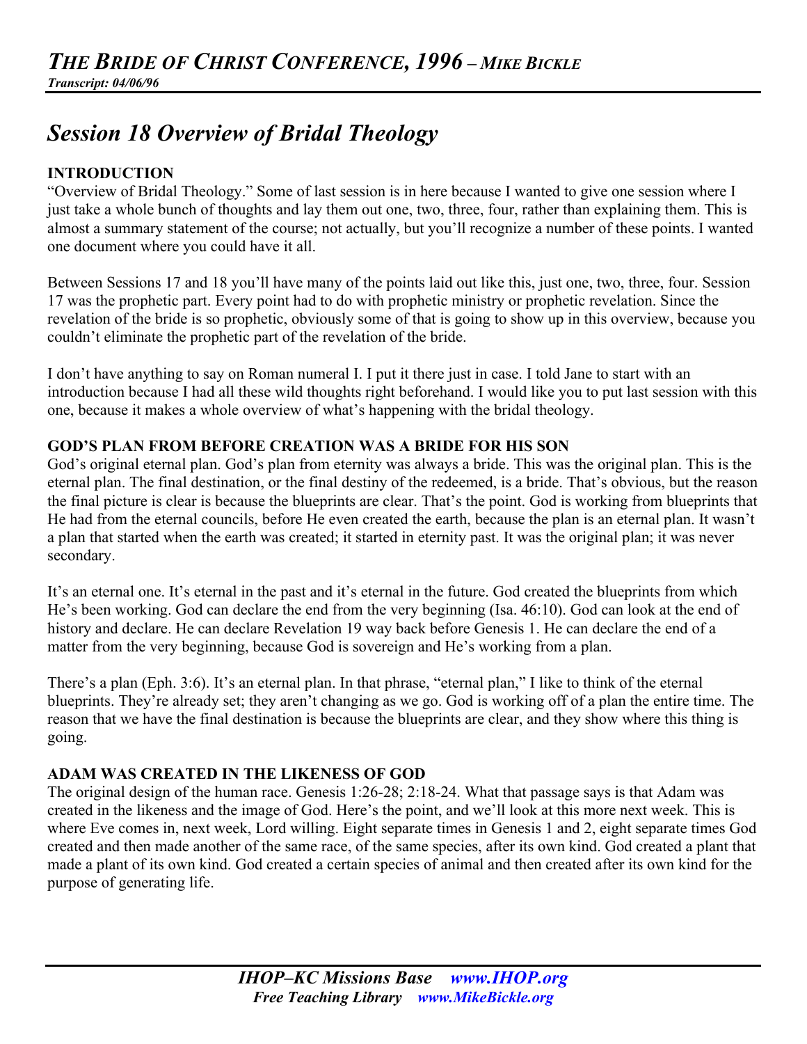# *THE BRIDE OF CHRIST CONFERENCE, 1996 – MIKE BICKLE*

***Transcript: 04/06/96***

## *Session 18 Overview of Bridal Theology*

**INTRODUCTION**

"Overview of Bridal Theology." Some of last session is in here because I wanted to give one session where I just take a whole bunch of thoughts and lay them out one, two, three, four, rather than explaining them. This is almost a summary statement of the course; not actually, but you'll recognize a number of these points. I wanted one document where you could have it all.

Between Sessions 17 and 18 you'll have many of the points laid out like this, just one, two, three, four. Session 17 was the prophetic part. Every point had to do with prophetic ministry or prophetic revelation. Since the revelation of the bride is so prophetic, obviously some of that is going to show up in this overview, because you couldn't eliminate the prophetic part of the revelation of the bride.

I don't have anything to say on Roman numeral I. I put it there just in case. I told Jane to start with an introduction because I had all these wild thoughts right beforehand. I would like you to put last session with this one, because it makes a whole overview of what's happening with the bridal theology.

**GOD'S PLAN FROM BEFORE CREATION WAS A BRIDE FOR HIS SON**

God's original eternal plan. God's plan from eternity was always a bride. This was the original plan. This is the eternal plan. The final destination, or the final destiny of the redeemed, is a bride. That's obvious, but the reason the final picture is clear is because the blueprints are clear. That's the point. God is working from blueprints that He had from the eternal councils, before He even created the earth, because the plan is an eternal plan. It wasn't a plan that started when the earth was created; it started in eternity past. It was the original plan; it was never secondary.

It's an eternal one. It's eternal in the past and it's eternal in the future. God created the blueprints from which He's been working. God can declare the end from the very beginning (Isa. 46:10). God can look at the end of history and declare. He can declare Revelation 19 way back before Genesis 1. He can declare the end of a matter from the very beginning, because God is sovereign and He's working from a plan.

There's a plan (Eph. 3:6). It's an eternal plan. In that phrase, "eternal plan," I like to think of the eternal blueprints. They're already set; they aren't changing as we go. God is working off of a plan the entire time. The reason that we have the final destination is because the blueprints are clear, and they show where this thing is going.

**ADAM WAS CREATED IN THE LIKENESS OF GOD**

The original design of the human race. Genesis 1:26-28; 2:18-24. What that passage says is that Adam was created in the likeness and the image of God. Here's the point, and we'll look at this more next week. This is where Eve comes in, next week, Lord willing. Eight separate times in Genesis 1 and 2, eight separate times God created and then made another of the same race, of the same species, after its own kind. God created a plant that made a plant of its own kind. God created a certain species of animal and then created after its own kind for the purpose of generating life.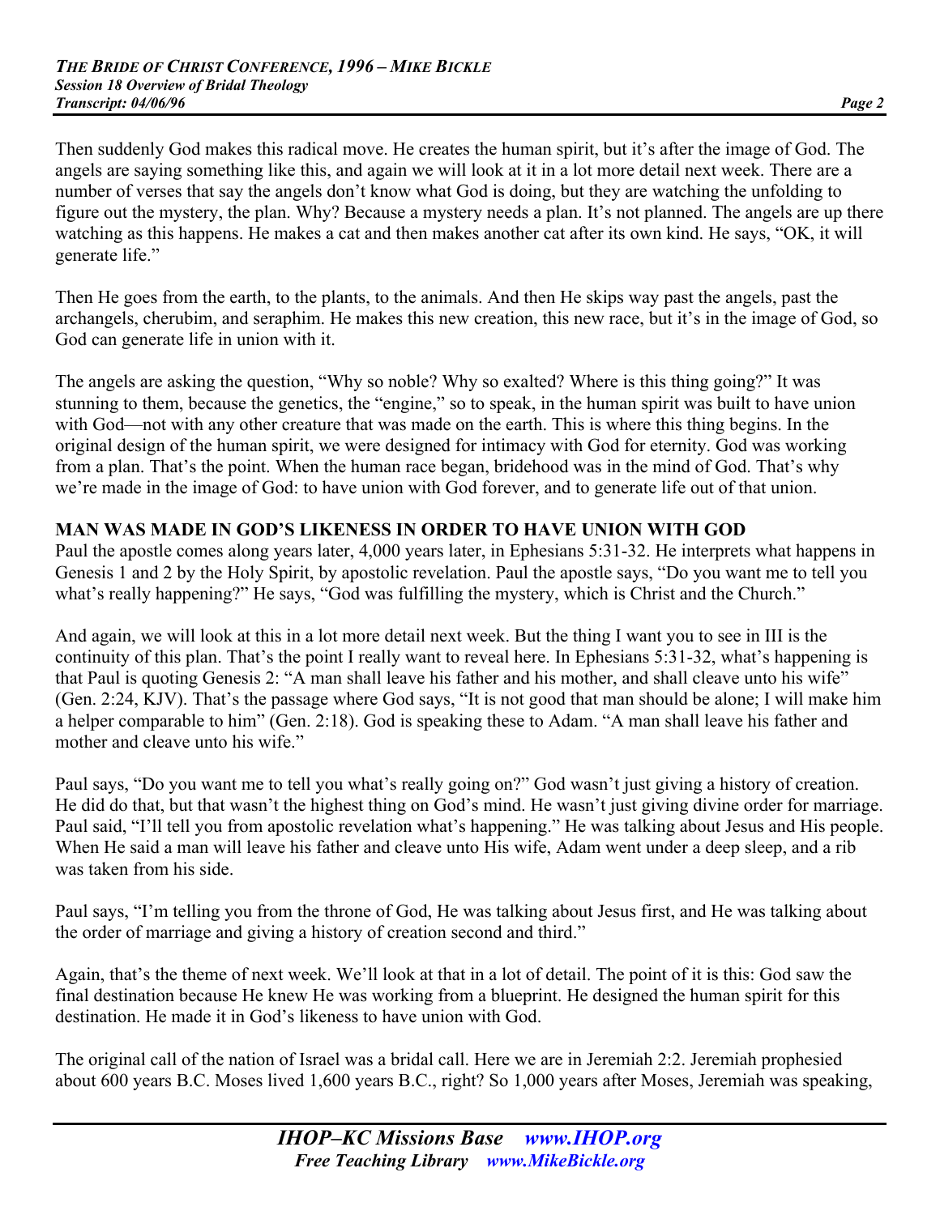Then suddenly God makes this radical move. He creates the human spirit, but it's after the image of God. The angels are saying something like this, and again we will look at it in a lot more detail next week. There are a number of verses that say the angels don't know what God is doing, but they are watching the unfolding to figure out the mystery, the plan. Why? Because a mystery needs a plan. It's not planned. The angels are up there watching as this happens. He makes a cat and then makes another cat after its own kind. He says, "OK, it will generate life."

Then He goes from the earth, to the plants, to the animals. And then He skips way past the angels, past the archangels, cherubim, and seraphim. He makes this new creation, this new race, but it's in the image of God, so God can generate life in union with it.

The angels are asking the question, "Why so noble? Why so exalted? Where is this thing going?" It was stunning to them, because the genetics, the "engine," so to speak, in the human spirit was built to have union with God—not with any other creature that was made on the earth. This is where this thing begins. In the original design of the human spirit, we were designed for intimacy with God for eternity. God was working from a plan. That's the point. When the human race began, bridehood was in the mind of God. That's why we're made in the image of God: to have union with God forever, and to generate life out of that union.

**MAN WAS MADE IN GOD'S LIKENESS IN ORDER TO HAVE UNION WITH GOD**

Paul the apostle comes along years later, 4,000 years later, in Ephesians 5:31-32. He interprets what happens in Genesis 1 and 2 by the Holy Spirit, by apostolic revelation. Paul the apostle says, "Do you want me to tell you what's really happening?" He says, "God was fulfilling the mystery, which is Christ and the Church."

And again, we will look at this in a lot more detail next week. But the thing I want you to see in III is the continuity of this plan. That's the point I really want to reveal here. In Ephesians 5:31-32, what's happening is that Paul is quoting Genesis 2: "A man shall leave his father and his mother, and shall cleave unto his wife" (Gen. 2:24, KJV). That's the passage where God says, "It is not good that man should be alone; I will make him a helper comparable to him" (Gen. 2:18). God is speaking these to Adam. "A man shall leave his father and mother and cleave unto his wife."

Paul says, "Do you want me to tell you what's really going on?" God wasn't just giving a history of creation. He did do that, but that wasn't the highest thing on God's mind. He wasn't just giving divine order for marriage. Paul said, "I'll tell you from apostolic revelation what's happening." He was talking about Jesus and His people. When He said a man will leave his father and cleave unto His wife, Adam went under a deep sleep, and a rib was taken from his side.

Paul says, "I'm telling you from the throne of God, He was talking about Jesus first, and He was talking about the order of marriage and giving a history of creation second and third."

Again, that's the theme of next week. We'll look at that in a lot of detail. The point of it is this: God saw the final destination because He knew He was working from a blueprint. He designed the human spirit for this destination. He made it in God's likeness to have union with God.

The original call of the nation of Israel was a bridal call. Here we are in Jeremiah 2:2. Jeremiah prophesied about 600 years B.C. Moses lived 1,600 years B.C., right? So 1,000 years after Moses, Jeremiah was speaking,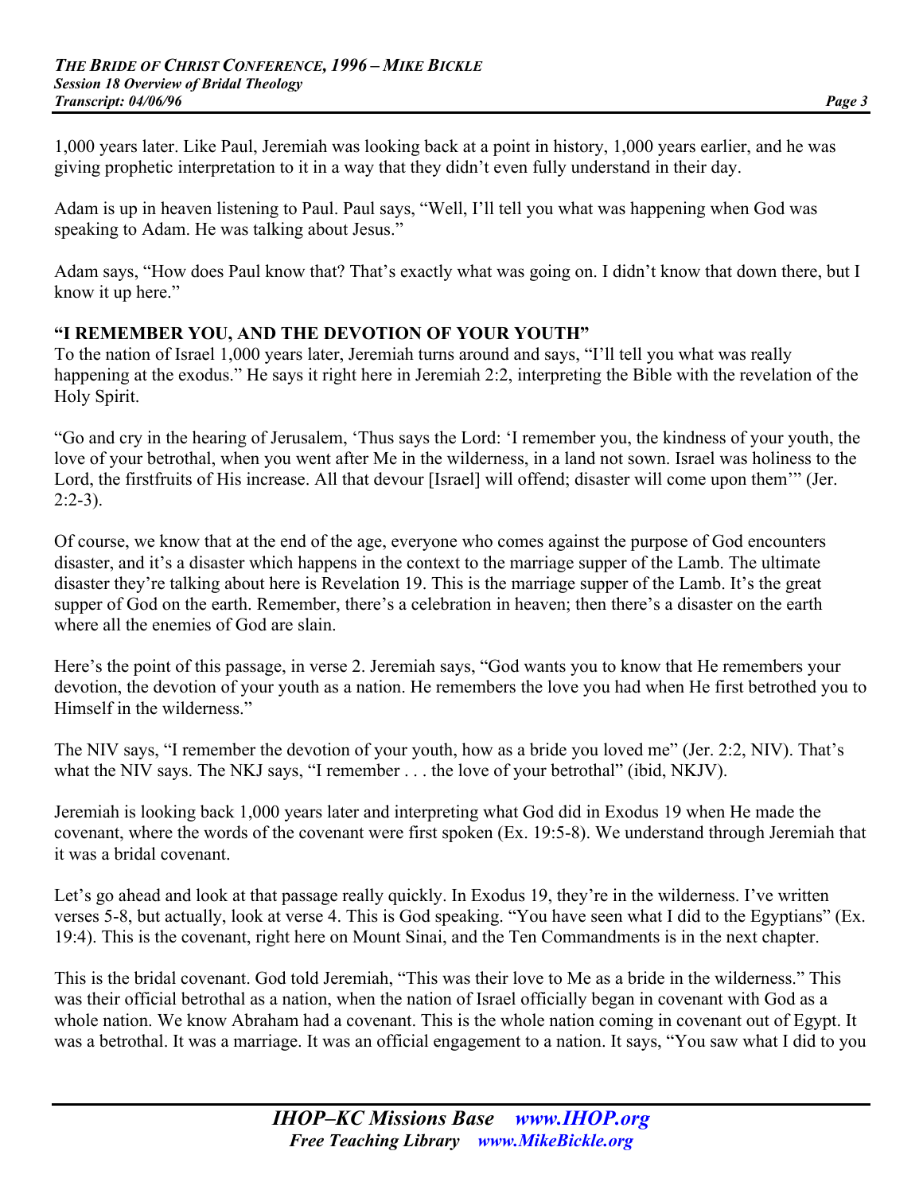1,000 years later. Like Paul, Jeremiah was looking back at a point in history, 1,000 years earlier, and he was giving prophetic interpretation to it in a way that they didn't even fully understand in their day.

Adam is up in heaven listening to Paul. Paul says, "Well, I'll tell you what was happening when God was speaking to Adam. He was talking about Jesus."

Adam says, "How does Paul know that? That's exactly what was going on. I didn't know that down there, but I know it up here."

**"I REMEMBER YOU, AND THE DEVOTION OF YOUR YOUTH"**

To the nation of Israel 1,000 years later, Jeremiah turns around and says, "I'll tell you what was really happening at the exodus." He says it right here in Jeremiah 2:2, interpreting the Bible with the revelation of the Holy Spirit.

"Go and cry in the hearing of Jerusalem, 'Thus says the Lord: 'I remember you, the kindness of your youth, the love of your betrothal, when you went after Me in the wilderness, in a land not sown. Israel was holiness to the Lord, the firstfruits of His increase. All that devour [Israel] will offend; disaster will come upon them'" (Jer. 2:2-3).

Of course, we know that at the end of the age, everyone who comes against the purpose of God encounters disaster, and it's a disaster which happens in the context to the marriage supper of the Lamb. The ultimate disaster they're talking about here is Revelation 19. This is the marriage supper of the Lamb. It's the great supper of God on the earth. Remember, there's a celebration in heaven; then there's a disaster on the earth where all the enemies of God are slain.

Here's the point of this passage, in verse 2. Jeremiah says, "God wants you to know that He remembers your devotion, the devotion of your youth as a nation. He remembers the love you had when He first betrothed you to Himself in the wilderness."

The NIV says, "I remember the devotion of your youth, how as a bride you loved me" (Jer. 2:2, NIV). That's what the NIV says. The NKJ says, "I remember . . . the love of your betrothal" (ibid, NKJV).

Jeremiah is looking back 1,000 years later and interpreting what God did in Exodus 19 when He made the covenant, where the words of the covenant were first spoken (Ex. 19:5-8). We understand through Jeremiah that it was a bridal covenant.

Let's go ahead and look at that passage really quickly. In Exodus 19, they're in the wilderness. I've written verses 5-8, but actually, look at verse 4. This is God speaking. "You have seen what I did to the Egyptians" (Ex. 19:4). This is the covenant, right here on Mount Sinai, and the Ten Commandments is in the next chapter.

This is the bridal covenant. God told Jeremiah, "This was their love to Me as a bride in the wilderness." This was their official betrothal as a nation, when the nation of Israel officially began in covenant with God as a whole nation. We know Abraham had a covenant. This is the whole nation coming in covenant out of Egypt. It was a betrothal. It was a marriage. It was an official engagement to a nation. It says, "You saw what I did to you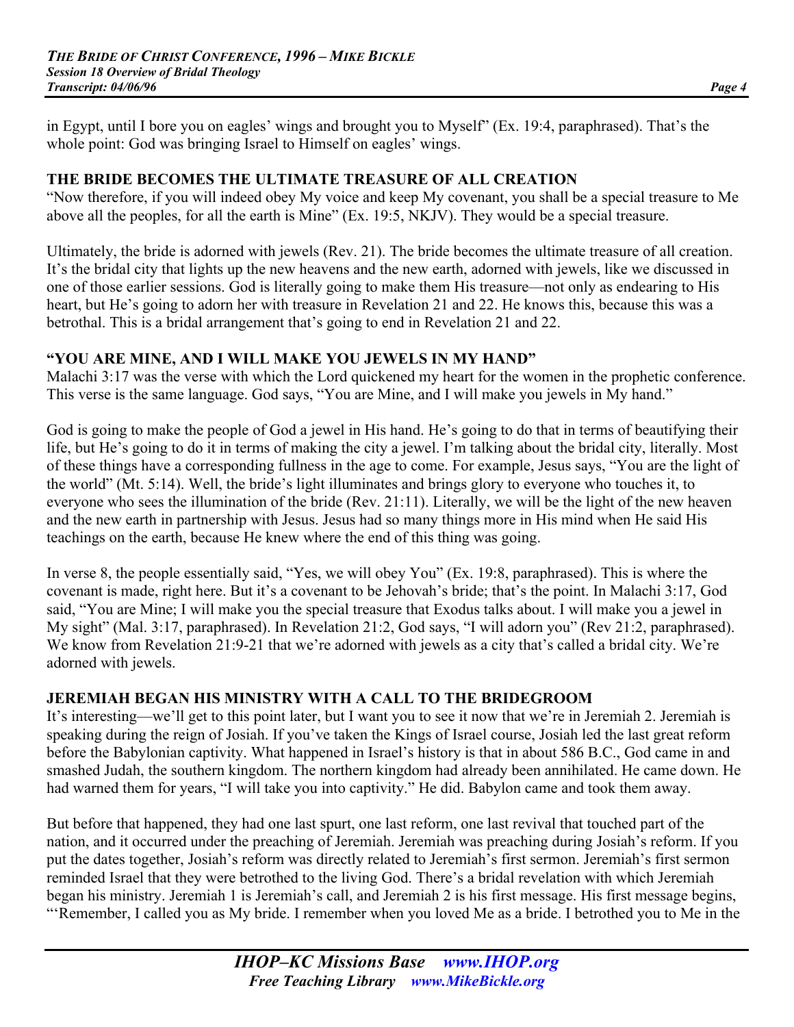in Egypt, until I bore you on eagles' wings and brought you to Myself" (Ex. 19:4, paraphrased). That's the whole point: God was bringing Israel to Himself on eagles' wings.

## THE BRIDE BECOMES THE ULTIMATE TREASURE OF ALL CREATION

"Now therefore, if you will indeed obey My voice and keep My covenant, you shall be a special treasure to Me above all the peoples, for all the earth is Mine" (Ex. 19:5, NKJV). They would be a special treasure.

Ultimately, the bride is adorned with jewels (Rev. 21). The bride becomes the ultimate treasure of all creation. It's the bridal city that lights up the new heavens and the new earth, adorned with jewels, like we discussed in one of those earlier sessions. God is literally going to make them His treasure—not only as endearing to His heart, but He's going to adorn her with treasure in Revelation 21 and 22. He knows this, because this was a betrothal. This is a bridal arrangement that's going to end in Revelation 21 and 22.

## "YOU ARE MINE, AND I WILL MAKE YOU JEWELS IN MY HAND"

Malachi 3:17 was the verse with which the Lord quickened my heart for the women in the prophetic conference. This verse is the same language. God says, "You are Mine, and I will make you jewels in My hand."

God is going to make the people of God a jewel in His hand. He's going to do that in terms of beautifying their life, but He's going to do it in terms of making the city a jewel. I'm talking about the bridal city, literally. Most of these things have a corresponding fullness in the age to come. For example, Jesus says, "You are the light of the world" (Mt. 5:14). Well, the bride's light illuminates and brings glory to everyone who touches it, to everyone who sees the illumination of the bride (Rev. 21:11). Literally, we will be the light of the new heaven and the new earth in partnership with Jesus. Jesus had so many things more in His mind when He said His teachings on the earth, because He knew where the end of this thing was going.

In verse 8, the people essentially said, "Yes, we will obey You" (Ex. 19:8, paraphrased). This is where the covenant is made, right here. But it's a covenant to be Jehovah's bride; that's the point. In Malachi 3:17, God said, "You are Mine; I will make you the special treasure that Exodus talks about. I will make you a jewel in My sight" (Mal. 3:17, paraphrased). In Revelation 21:2, God says, "I will adorn you" (Rev 21:2, paraphrased). We know from Revelation 21:9-21 that we're adorned with jewels as a city that's called a bridal city. We're adorned with jewels.

## JEREMIAH BEGAN HIS MINISTRY WITH A CALL TO THE BRIDEGROOM

It's interesting—we'll get to this point later, but I want you to see it now that we're in Jeremiah 2. Jeremiah is speaking during the reign of Josiah. If you've taken the Kings of Israel course, Josiah led the last great reform before the Babylonian captivity. What happened in Israel's history is that in about 586 B.C., God came in and smashed Judah, the southern kingdom. The northern kingdom had already been annihilated. He came down. He had warned them for years, "I will take you into captivity." He did. Babylon came and took them away.

But before that happened, they had one last spurt, one last reform, one last revival that touched part of the nation, and it occurred under the preaching of Jeremiah. Jeremiah was preaching during Josiah's reform. If you put the dates together, Josiah's reform was directly related to Jeremiah's first sermon. Jeremiah's first sermon reminded Israel that they were betrothed to the living God. There's a bridal revelation with which Jeremiah began his ministry. Jeremiah 1 is Jeremiah's call, and Jeremiah 2 is his first message. His first message begins, "'Remember, I called you as My bride. I remember when you loved Me as a bride. I betrothed you to Me in the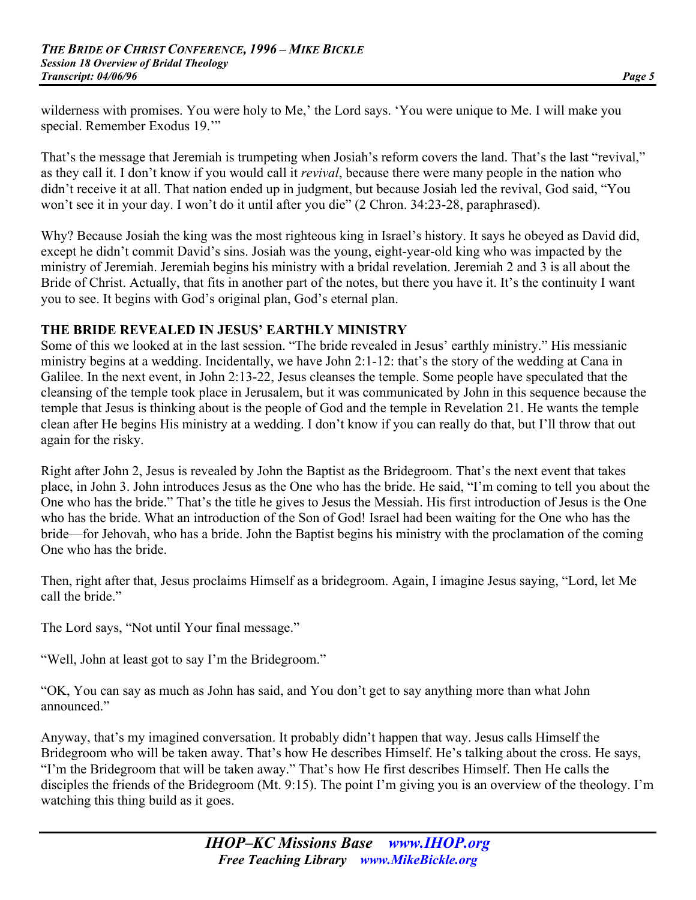wilderness with promises. You were holy to Me,' the Lord says. 'You were unique to Me. I will make you special. Remember Exodus 19.'"

That's the message that Jeremiah is trumpeting when Josiah's reform covers the land. That's the last "revival," as they call it. I don't know if you would call it *revival*, because there were many people in the nation who didn't receive it at all. That nation ended up in judgment, but because Josiah led the revival, God said, "You won't see it in your day. I won't do it until after you die" (2 Chron. 34:23-28, paraphrased).

Why? Because Josiah the king was the most righteous king in Israel's history. It says he obeyed as David did, except he didn't commit David's sins. Josiah was the young, eight-year-old king who was impacted by the ministry of Jeremiah. Jeremiah begins his ministry with a bridal revelation. Jeremiah 2 and 3 is all about the Bride of Christ. Actually, that fits in another part of the notes, but there you have it. It's the continuity I want you to see. It begins with God's original plan, God's eternal plan.

**THE BRIDE REVEALED IN JESUS' EARTHLY MINISTRY**

Some of this we looked at in the last session. "The bride revealed in Jesus' earthly ministry." His messianic ministry begins at a wedding. Incidentally, we have John 2:1-12: that's the story of the wedding at Cana in Galilee. In the next event, in John 2:13-22, Jesus cleanses the temple. Some people have speculated that the cleansing of the temple took place in Jerusalem, but it was communicated by John in this sequence because the temple that Jesus is thinking about is the people of God and the temple in Revelation 21. He wants the temple clean after He begins His ministry at a wedding. I don't know if you can really do that, but I'll throw that out again for the risky.

Right after John 2, Jesus is revealed by John the Baptist as the Bridegroom. That's the next event that takes place, in John 3. John introduces Jesus as the One who has the bride. He said, "I'm coming to tell you about the One who has the bride." That's the title he gives to Jesus the Messiah. His first introduction of Jesus is the One who has the bride. What an introduction of the Son of God! Israel had been waiting for the One who has the bride—for Jehovah, who has a bride. John the Baptist begins his ministry with the proclamation of the coming One who has the bride.

Then, right after that, Jesus proclaims Himself as a bridegroom. Again, I imagine Jesus saying, "Lord, let Me call the bride."

The Lord says, "Not until Your final message."

"Well, John at least got to say I'm the Bridegroom."

"OK, You can say as much as John has said, and You don't get to say anything more than what John announced."

Anyway, that's my imagined conversation. It probably didn't happen that way. Jesus calls Himself the Bridegroom who will be taken away. That's how He describes Himself. He's talking about the cross. He says, "I'm the Bridegroom that will be taken away." That's how He first describes Himself. Then He calls the disciples the friends of the Bridegroom (Mt. 9:15). The point I'm giving you is an overview of the theology. I'm watching this thing build as it goes.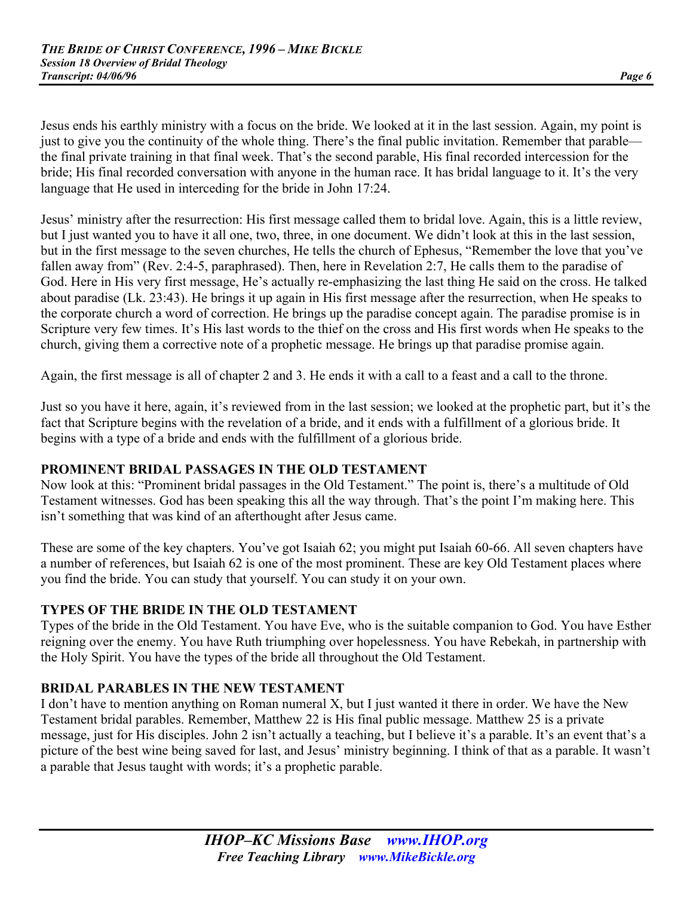Jesus ends his earthly ministry with a focus on the bride. We looked at it in the last session. Again, my point is just to give you the continuity of the whole thing. There's the final public invitation. Remember that parable—the final private training in that final week. That's the second parable, His final recorded intercession for the bride; His final recorded conversation with anyone in the human race. It has bridal language to it. It's the very language that He used in interceding for the bride in John 17:24.

Jesus' ministry after the resurrection: His first message called them to bridal love. Again, this is a little review, but I just wanted you to have it all one, two, three, in one document. We didn't look at this in the last session, but in the first message to the seven churches, He tells the church of Ephesus, "Remember the love that you've fallen away from" (Rev. 2:4-5, paraphrased). Then, here in Revelation 2:7, He calls them to the paradise of God. Here in His very first message, He's actually re-emphasizing the last thing He said on the cross. He talked about paradise (Lk. 23:43). He brings it up again in His first message after the resurrection, when He speaks to the corporate church a word of correction. He brings up the paradise concept again. The paradise promise is in Scripture very few times. It's His last words to the thief on the cross and His first words when He speaks to the church, giving them a corrective note of a prophetic message. He brings up that paradise promise again.

Again, the first message is all of chapter 2 and 3. He ends it with a call to a feast and a call to the throne.

Just so you have it here, again, it's reviewed from in the last session; we looked at the prophetic part, but it's the fact that Scripture begins with the revelation of a bride, and it ends with a fulfillment of a glorious bride. It begins with a type of a bride and ends with the fulfillment of a glorious bride.

## PROMINENT BRIDAL PASSAGES IN THE OLD TESTAMENT

Now look at this: "Prominent bridal passages in the Old Testament." The point is, there's a multitude of Old Testament witnesses. God has been speaking this all the way through. That's the point I'm making here. This isn't something that was kind of an afterthought after Jesus came.

These are some of the key chapters. You've got Isaiah 62; you might put Isaiah 60-66. All seven chapters have a number of references, but Isaiah 62 is one of the most prominent. These are key Old Testament places where you find the bride. You can study that yourself. You can study it on your own.

## TYPES OF THE BRIDE IN THE OLD TESTAMENT

Types of the bride in the Old Testament. You have Eve, who is the suitable companion to God. You have Esther reigning over the enemy. You have Ruth triumphing over hopelessness. You have Rebekah, in partnership with the Holy Spirit. You have the types of the bride all throughout the Old Testament.

## BRIDAL PARABLES IN THE NEW TESTAMENT

I don't have to mention anything on Roman numeral X, but I just wanted it there in order. We have the New Testament bridal parables. Remember, Matthew 22 is His final public message. Matthew 25 is a private message, just for His disciples. John 2 isn't actually a teaching, but I believe it's a parable. It's an event that's a picture of the best wine being saved for last, and Jesus' ministry beginning. I think of that as a parable. It wasn't a parable that Jesus taught with words; it's a prophetic parable.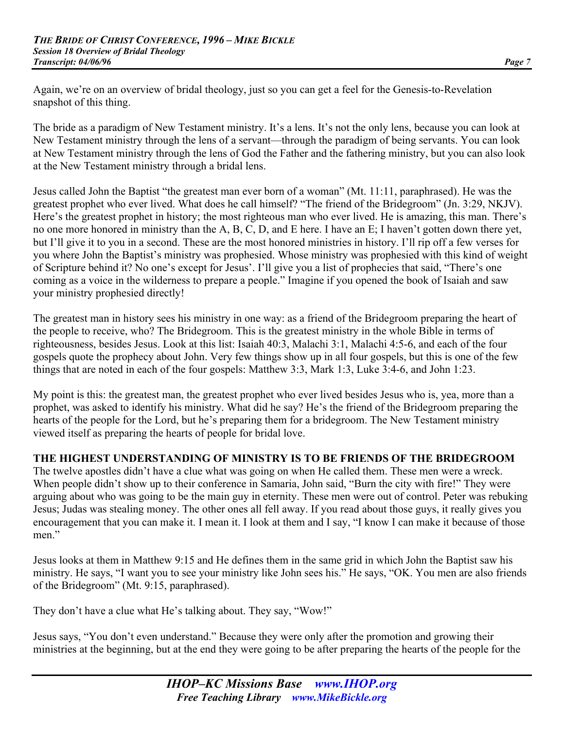Again, we're on an overview of bridal theology, just so you can get a feel for the Genesis-to-Revelation snapshot of this thing.

The bride as a paradigm of New Testament ministry. It's a lens. It's not the only lens, because you can look at New Testament ministry through the lens of a servant—through the paradigm of being servants. You can look at New Testament ministry through the lens of God the Father and the fathering ministry, but you can also look at the New Testament ministry through a bridal lens.

Jesus called John the Baptist "the greatest man ever born of a woman" (Mt. 11:11, paraphrased). He was the greatest prophet who ever lived. What does he call himself? "The friend of the Bridegroom" (Jn. 3:29, NKJV). Here's the greatest prophet in history; the most righteous man who ever lived. He is amazing, this man. There's no one more honored in ministry than the A, B, C, D, and E here. I have an E; I haven't gotten down there yet, but I'll give it to you in a second. These are the most honored ministries in history. I'll rip off a few verses for you where John the Baptist's ministry was prophesied. Whose ministry was prophesied with this kind of weight of Scripture behind it? No one's except for Jesus'. I'll give you a list of prophecies that said, "There's one coming as a voice in the wilderness to prepare a people." Imagine if you opened the book of Isaiah and saw your ministry prophesied directly!

The greatest man in history sees his ministry in one way: as a friend of the Bridegroom preparing the heart of the people to receive, who? The Bridegroom. This is the greatest ministry in the whole Bible in terms of righteousness, besides Jesus. Look at this list: Isaiah 40:3, Malachi 3:1, Malachi 4:5-6, and each of the four gospels quote the prophecy about John. Very few things show up in all four gospels, but this is one of the few things that are noted in each of the four gospels: Matthew 3:3, Mark 1:3, Luke 3:4-6, and John 1:23.

My point is this: the greatest man, the greatest prophet who ever lived besides Jesus who is, yea, more than a prophet, was asked to identify his ministry. What did he say? He's the friend of the Bridegroom preparing the hearts of the people for the Lord, but he's preparing them for a bridegroom. The New Testament ministry viewed itself as preparing the hearts of people for bridal love.

**THE HIGHEST UNDERSTANDING OF MINISTRY IS TO BE FRIENDS OF THE BRIDEGROOM**

The twelve apostles didn't have a clue what was going on when He called them. These men were a wreck. When people didn't show up to their conference in Samaria, John said, "Burn the city with fire!" They were arguing about who was going to be the main guy in eternity. These men were out of control. Peter was rebuking Jesus; Judas was stealing money. The other ones all fell away. If you read about those guys, it really gives you encouragement that you can make it. I mean it. I look at them and I say, "I know I can make it because of those men."

Jesus looks at them in Matthew 9:15 and He defines them in the same grid in which John the Baptist saw his ministry. He says, "I want you to see your ministry like John sees his." He says, "OK. You men are also friends of the Bridegroom" (Mt. 9:15, paraphrased).

They don't have a clue what He's talking about. They say, "Wow!"

Jesus says, "You don't even understand." Because they were only after the promotion and growing their ministries at the beginning, but at the end they were going to be after preparing the hearts of the people for the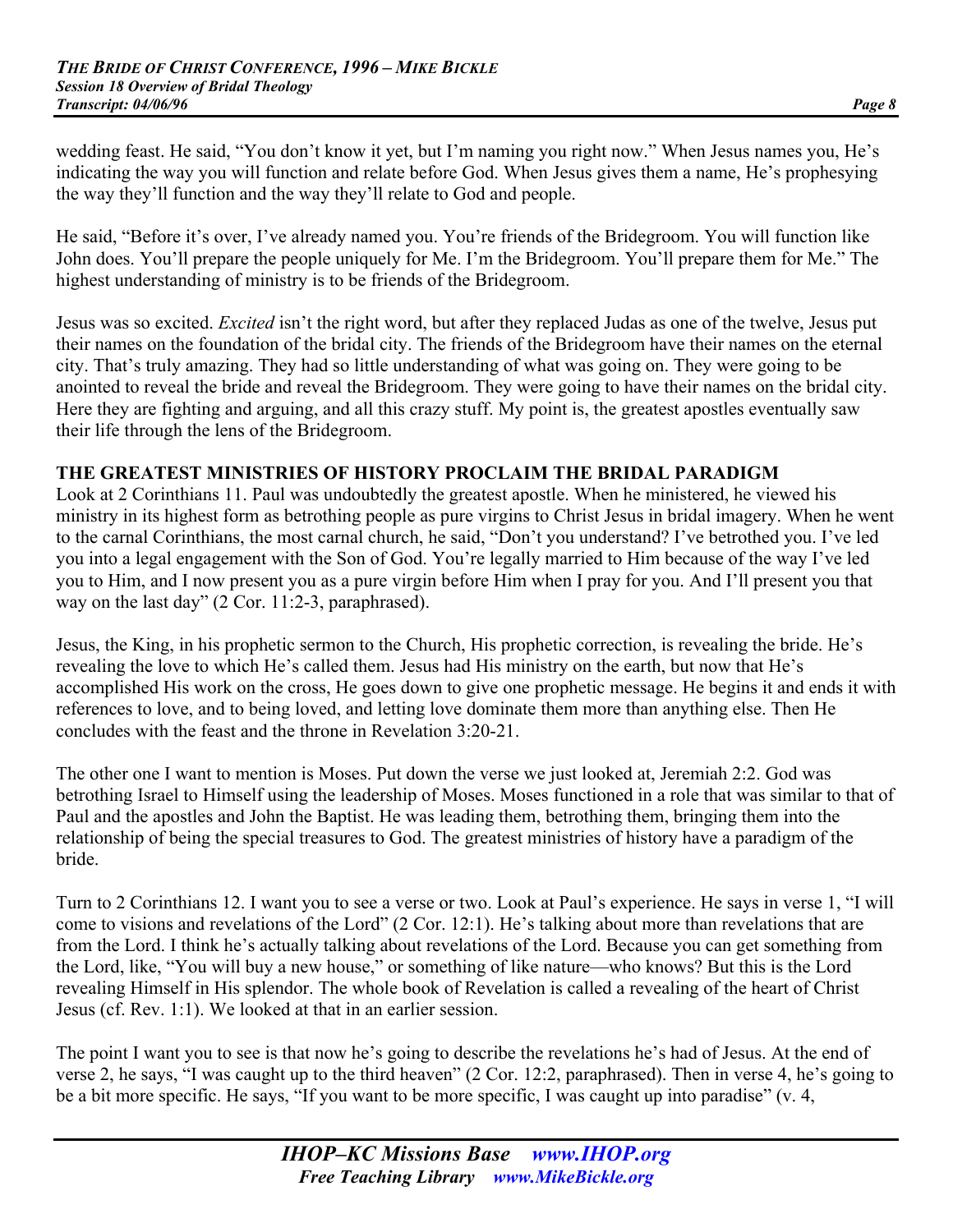wedding feast. He said, "You don't know it yet, but I'm naming you right now." When Jesus names you, He's indicating the way you will function and relate before God. When Jesus gives them a name, He's prophesying the way they'll function and the way they'll relate to God and people.

He said, "Before it's over, I've already named you. You're friends of the Bridegroom. You will function like John does. You'll prepare the people uniquely for Me. I'm the Bridegroom. You'll prepare them for Me." The highest understanding of ministry is to be friends of the Bridegroom.

Jesus was so excited. *Excited* isn't the right word, but after they replaced Judas as one of the twelve, Jesus put their names on the foundation of the bridal city. The friends of the Bridegroom have their names on the eternal city. That's truly amazing. They had so little understanding of what was going on. They were going to be anointed to reveal the bride and reveal the Bridegroom. They were going to have their names on the bridal city. Here they are fighting and arguing, and all this crazy stuff. My point is, the greatest apostles eventually saw their life through the lens of the Bridegroom.

**THE GREATEST MINISTRIES OF HISTORY PROCLAIM THE BRIDAL PARADIGM**

Look at 2 Corinthians 11. Paul was undoubtedly the greatest apostle. When he ministered, he viewed his ministry in its highest form as betrothing people as pure virgins to Christ Jesus in bridal imagery. When he went to the carnal Corinthians, the most carnal church, he said, "Don't you understand? I've betrothed you. I've led you into a legal engagement with the Son of God. You're legally married to Him because of the way I've led you to Him, and I now present you as a pure virgin before Him when I pray for you. And I'll present you that way on the last day" (2 Cor. 11:2-3, paraphrased).

Jesus, the King, in his prophetic sermon to the Church, His prophetic correction, is revealing the bride. He's revealing the love to which He's called them. Jesus had His ministry on the earth, but now that He's accomplished His work on the cross, He goes down to give one prophetic message. He begins it and ends it with references to love, and to being loved, and letting love dominate them more than anything else. Then He concludes with the feast and the throne in Revelation 3:20-21.

The other one I want to mention is Moses. Put down the verse we just looked at, Jeremiah 2:2. God was betrothing Israel to Himself using the leadership of Moses. Moses functioned in a role that was similar to that of Paul and the apostles and John the Baptist. He was leading them, betrothing them, bringing them into the relationship of being the special treasures to God. The greatest ministries of history have a paradigm of the bride.

Turn to 2 Corinthians 12. I want you to see a verse or two. Look at Paul's experience. He says in verse 1, "I will come to visions and revelations of the Lord" (2 Cor. 12:1). He's talking about more than revelations that are from the Lord. I think he's actually talking about revelations of the Lord. Because you can get something from the Lord, like, "You will buy a new house," or something of like nature—who knows? But this is the Lord revealing Himself in His splendor. The whole book of Revelation is called a revealing of the heart of Christ Jesus (cf. Rev. 1:1). We looked at that in an earlier session.

The point I want you to see is that now he's going to describe the revelations he's had of Jesus. At the end of verse 2, he says, "I was caught up to the third heaven" (2 Cor. 12:2, paraphrased). Then in verse 4, he's going to be a bit more specific. He says, "If you want to be more specific, I was caught up into paradise" (v. 4,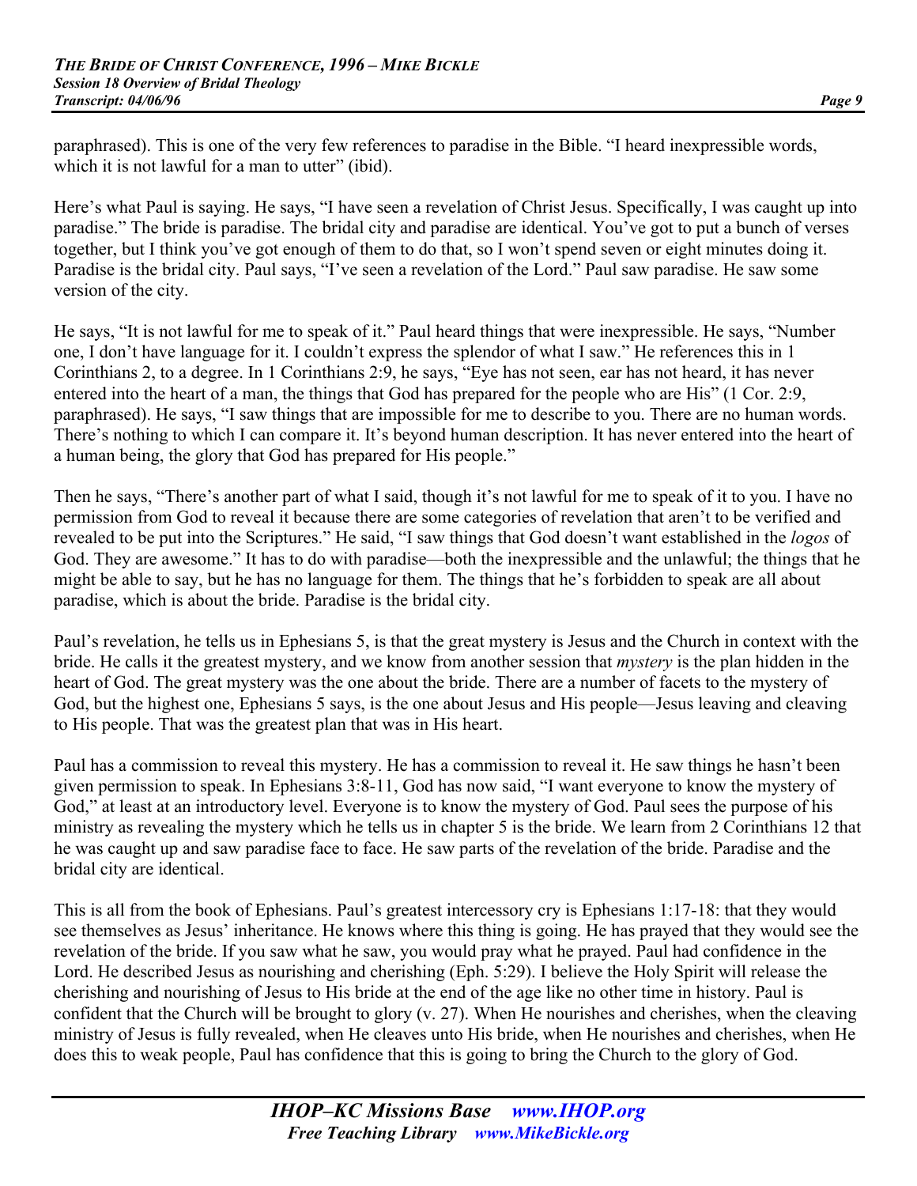paraphrased). This is one of the very few references to paradise in the Bible. "I heard inexpressible words, which it is not lawful for a man to utter" (ibid).

Here's what Paul is saying. He says, "I have seen a revelation of Christ Jesus. Specifically, I was caught up into paradise." The bride is paradise. The bridal city and paradise are identical. You've got to put a bunch of verses together, but I think you've got enough of them to do that, so I won't spend seven or eight minutes doing it. Paradise is the bridal city. Paul says, "I've seen a revelation of the Lord." Paul saw paradise. He saw some version of the city.

He says, "It is not lawful for me to speak of it." Paul heard things that were inexpressible. He says, "Number one, I don't have language for it. I couldn't express the splendor of what I saw." He references this in 1 Corinthians 2, to a degree. In 1 Corinthians 2:9, he says, "Eye has not seen, ear has not heard, it has never entered into the heart of a man, the things that God has prepared for the people who are His" (1 Cor. 2:9, paraphrased). He says, "I saw things that are impossible for me to describe to you. There are no human words. There's nothing to which I can compare it. It's beyond human description. It has never entered into the heart of a human being, the glory that God has prepared for His people."

Then he says, "There's another part of what I said, though it's not lawful for me to speak of it to you. I have no permission from God to reveal it because there are some categories of revelation that aren't to be verified and revealed to be put into the Scriptures." He said, "I saw things that God doesn't want established in the *logos* of God. They are awesome." It has to do with paradise—both the inexpressible and the unlawful; the things that he might be able to say, but he has no language for them. The things that he's forbidden to speak are all about paradise, which is about the bride. Paradise is the bridal city.

Paul's revelation, he tells us in Ephesians 5, is that the great mystery is Jesus and the Church in context with the bride. He calls it the greatest mystery, and we know from another session that *mystery* is the plan hidden in the heart of God. The great mystery was the one about the bride. There are a number of facets to the mystery of God, but the highest one, Ephesians 5 says, is the one about Jesus and His people—Jesus leaving and cleaving to His people. That was the greatest plan that was in His heart.

Paul has a commission to reveal this mystery. He has a commission to reveal it. He saw things he hasn't been given permission to speak. In Ephesians 3:8-11, God has now said, "I want everyone to know the mystery of God," at least at an introductory level. Everyone is to know the mystery of God. Paul sees the purpose of his ministry as revealing the mystery which he tells us in chapter 5 is the bride. We learn from 2 Corinthians 12 that he was caught up and saw paradise face to face. He saw parts of the revelation of the bride. Paradise and the bridal city are identical.

This is all from the book of Ephesians. Paul's greatest intercessory cry is Ephesians 1:17-18: that they would see themselves as Jesus' inheritance. He knows where this thing is going. He has prayed that they would see the revelation of the bride. If you saw what he saw, you would pray what he prayed. Paul had confidence in the Lord. He described Jesus as nourishing and cherishing (Eph. 5:29). I believe the Holy Spirit will release the cherishing and nourishing of Jesus to His bride at the end of the age like no other time in history. Paul is confident that the Church will be brought to glory (v. 27). When He nourishes and cherishes, when the cleaving ministry of Jesus is fully revealed, when He cleaves unto His bride, when He nourishes and cherishes, when He does this to weak people, Paul has confidence that this is going to bring the Church to the glory of God.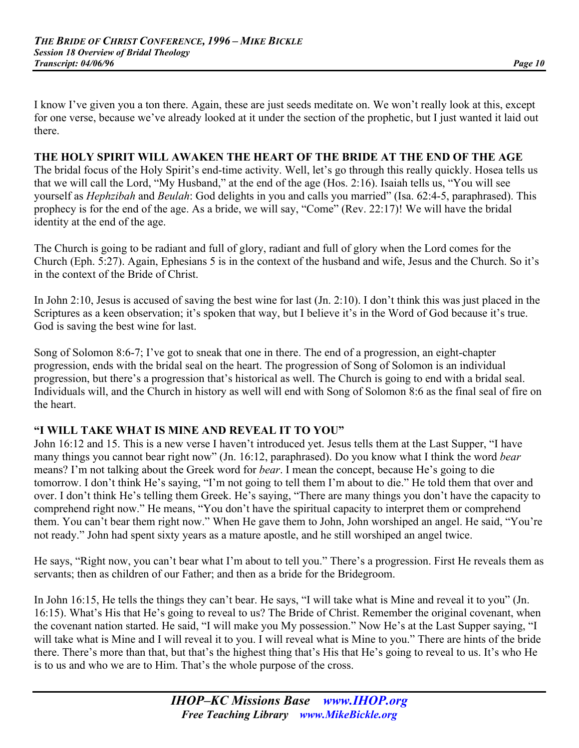I know I've given you a ton there. Again, these are just seeds meditate on. We won't really look at this, except for one verse, because we've already looked at it under the section of the prophetic, but I just wanted it laid out there.

**THE HOLY SPIRIT WILL AWAKEN THE HEART OF THE BRIDE AT THE END OF THE AGE**

The bridal focus of the Holy Spirit's end-time activity. Well, let's go through this really quickly. Hosea tells us that we will call the Lord, "My Husband," at the end of the age (Hos. 2:16). Isaiah tells us, "You will see yourself as *Hephzibah* and *Beulah*: God delights in you and calls you married" (Isa. 62:4-5, paraphrased). This prophecy is for the end of the age. As a bride, we will say, "Come" (Rev. 22:17)! We will have the bridal identity at the end of the age.

The Church is going to be radiant and full of glory, radiant and full of glory when the Lord comes for the Church (Eph. 5:27). Again, Ephesians 5 is in the context of the husband and wife, Jesus and the Church. So it's in the context of the Bride of Christ.

In John 2:10, Jesus is accused of saving the best wine for last (Jn. 2:10). I don't think this was just placed in the Scriptures as a keen observation; it's spoken that way, but I believe it's in the Word of God because it's true. God is saving the best wine for last.

Song of Solomon 8:6-7; I've got to sneak that one in there. The end of a progression, an eight-chapter progression, ends with the bridal seal on the heart. The progression of Song of Solomon is an individual progression, but there's a progression that's historical as well. The Church is going to end with a bridal seal. Individuals will, and the Church in history as well will end with Song of Solomon 8:6 as the final seal of fire on the heart.

**"I WILL TAKE WHAT IS MINE AND REVEAL IT TO YOU"**

John 16:12 and 15. This is a new verse I haven't introduced yet. Jesus tells them at the Last Supper, "I have many things you cannot bear right now" (Jn. 16:12, paraphrased). Do you know what I think the word *bear* means? I'm not talking about the Greek word for *bear*. I mean the concept, because He's going to die tomorrow. I don't think He's saying, "I'm not going to tell them I'm about to die." He told them that over and over. I don't think He's telling them Greek. He's saying, "There are many things you don't have the capacity to comprehend right now." He means, "You don't have the spiritual capacity to interpret them or comprehend them. You can't bear them right now." When He gave them to John, John worshiped an angel. He said, "You're not ready." John had spent sixty years as a mature apostle, and he still worshiped an angel twice.

He says, "Right now, you can't bear what I'm about to tell you." There's a progression. First He reveals them as servants; then as children of our Father; and then as a bride for the Bridegroom.

In John 16:15, He tells the things they can't bear. He says, "I will take what is Mine and reveal it to you" (Jn. 16:15). What's His that He's going to reveal to us? The Bride of Christ. Remember the original covenant, when the covenant nation started. He said, "I will make you My possession." Now He's at the Last Supper saying, "I will take what is Mine and I will reveal it to you. I will reveal what is Mine to you." There are hints of the bride there. There's more than that, but that's the highest thing that's His that He's going to reveal to us. It's who He is to us and who we are to Him. That's the whole purpose of the cross.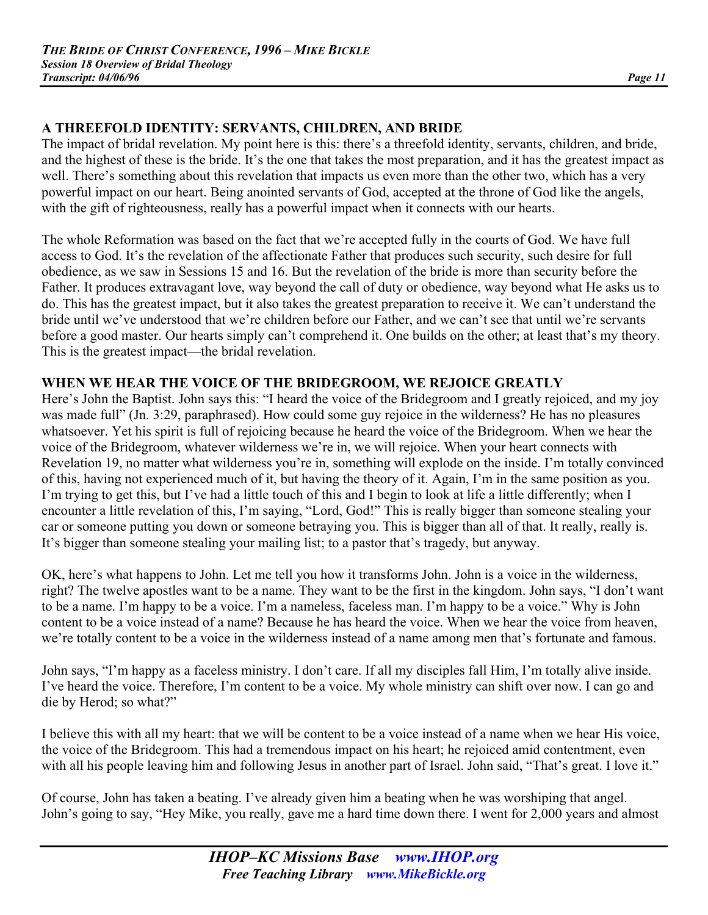## A THREEFOLD IDENTITY: SERVANTS, CHILDREN, AND BRIDE

The impact of bridal revelation. My point here is this: there's a threefold identity, servants, children, and bride, and the highest of these is the bride. It's the one that takes the most preparation, and it has the greatest impact as well. There's something about this revelation that impacts us even more than the other two, which has a very powerful impact on our heart. Being anointed servants of God, accepted at the throne of God like the angels, with the gift of righteousness, really has a powerful impact when it connects with our hearts.

The whole Reformation was based on the fact that we're accepted fully in the courts of God. We have full access to God. It's the revelation of the affectionate Father that produces such security, such desire for full obedience, as we saw in Sessions 15 and 16. But the revelation of the bride is more than security before the Father. It produces extravagant love, way beyond the call of duty or obedience, way beyond what He asks us to do. This has the greatest impact, but it also takes the greatest preparation to receive it. We can't understand the bride until we've understood that we're children before our Father, and we can't see that until we're servants before a good master. Our hearts simply can't comprehend it. One builds on the other; at least that's my theory. This is the greatest impact—the bridal revelation.

## WHEN WE HEAR THE VOICE OF THE BRIDEGROOM, WE REJOICE GREATLY

Here's John the Baptist. John says this: "I heard the voice of the Bridegroom and I greatly rejoiced, and my joy was made full" (Jn. 3:29, paraphrased). How could some guy rejoice in the wilderness? He has no pleasures whatsoever. Yet his spirit is full of rejoicing because he heard the voice of the Bridegroom. When we hear the voice of the Bridegroom, whatever wilderness we're in, we will rejoice. When your heart connects with Revelation 19, no matter what wilderness you're in, something will explode on the inside. I'm totally convinced of this, having not experienced much of it, but having the theory of it. Again, I'm in the same position as you. I'm trying to get this, but I've had a little touch of this and I begin to look at life a little differently; when I encounter a little revelation of this, I'm saying, "Lord, God!" This is really bigger than someone stealing your car or someone putting you down or someone betraying you. This is bigger than all of that. It really, really is. It's bigger than someone stealing your mailing list; to a pastor that's tragedy, but anyway.

OK, here's what happens to John. Let me tell you how it transforms John. John is a voice in the wilderness, right? The twelve apostles want to be a name. They want to be the first in the kingdom. John says, "I don't want to be a name. I'm happy to be a voice. I'm a nameless, faceless man. I'm happy to be a voice." Why is John content to be a voice instead of a name? Because he has heard the voice. When we hear the voice from heaven, we're totally content to be a voice in the wilderness instead of a name among men that's fortunate and famous.

John says, "I'm happy as a faceless ministry. I don't care. If all my disciples fall Him, I'm totally alive inside. I've heard the voice. Therefore, I'm content to be a voice. My whole ministry can shift over now. I can go and die by Herod; so what?"

I believe this with all my heart: that we will be content to be a voice instead of a name when we hear His voice, the voice of the Bridegroom. This had a tremendous impact on his heart; he rejoiced amid contentment, even with all his people leaving him and following Jesus in another part of Israel. John said, "That's great. I love it."

Of course, John has taken a beating. I've already given him a beating when he was worshiping that angel. John's going to say, "Hey Mike, you really, gave me a hard time down there. I went for 2,000 years and almost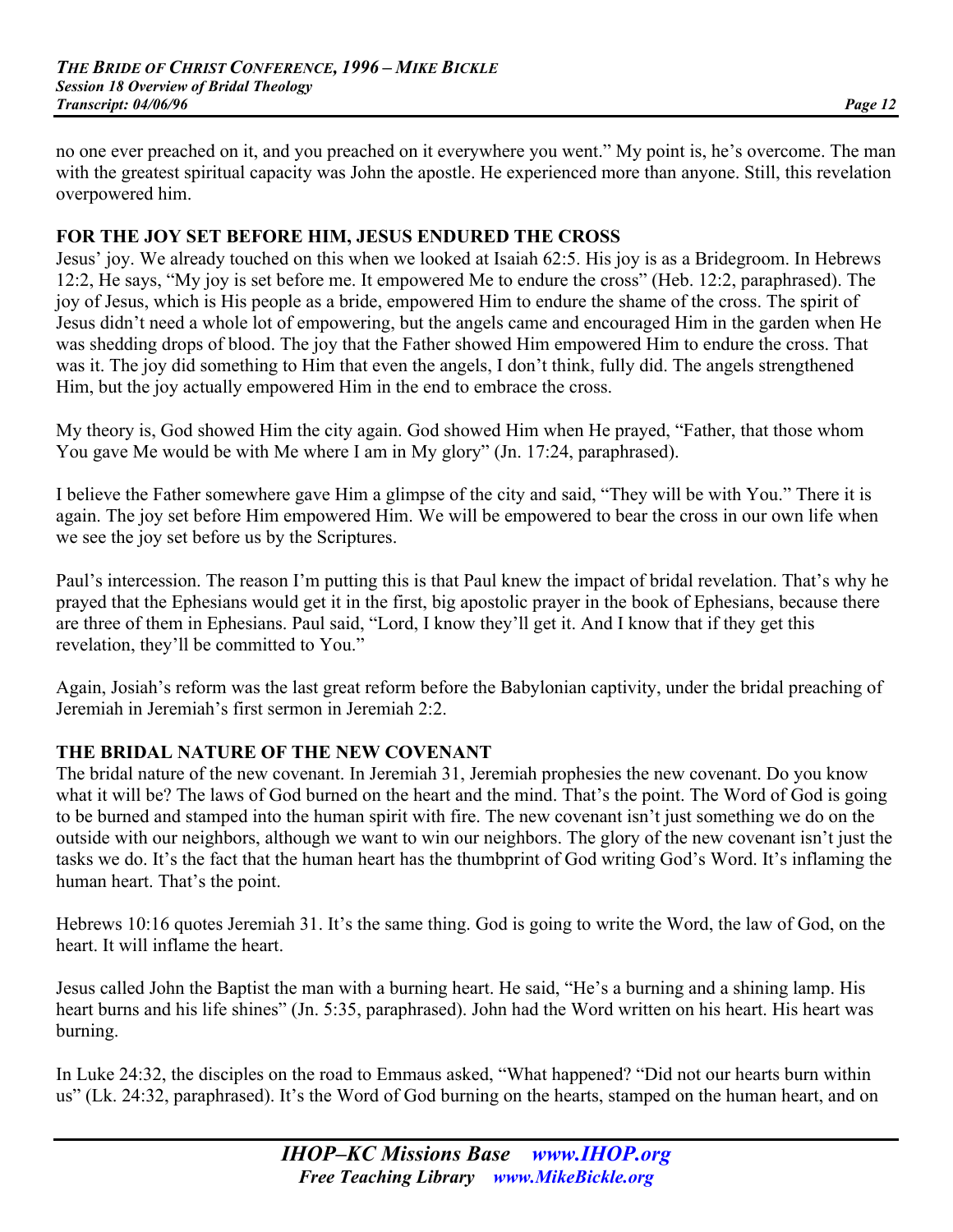no one ever preached on it, and you preached on it everywhere you went." My point is, he's overcome. The man with the greatest spiritual capacity was John the apostle. He experienced more than anyone. Still, this revelation overpowered him.

## FOR THE JOY SET BEFORE HIM, JESUS ENDURED THE CROSS

Jesus' joy. We already touched on this when we looked at Isaiah 62:5. His joy is as a Bridegroom. In Hebrews 12:2, He says, "My joy is set before me. It empowered Me to endure the cross" (Heb. 12:2, paraphrased). The joy of Jesus, which is His people as a bride, empowered Him to endure the shame of the cross. The spirit of Jesus didn't need a whole lot of empowering, but the angels came and encouraged Him in the garden when He was shedding drops of blood. The joy that the Father showed Him empowered Him to endure the cross. That was it. The joy did something to Him that even the angels, I don't think, fully did. The angels strengthened Him, but the joy actually empowered Him in the end to embrace the cross.

My theory is, God showed Him the city again. God showed Him when He prayed, "Father, that those whom You gave Me would be with Me where I am in My glory" (Jn. 17:24, paraphrased).

I believe the Father somewhere gave Him a glimpse of the city and said, "They will be with You." There it is again. The joy set before Him empowered Him. We will be empowered to bear the cross in our own life when we see the joy set before us by the Scriptures.

Paul's intercession. The reason I'm putting this is that Paul knew the impact of bridal revelation. That's why he prayed that the Ephesians would get it in the first, big apostolic prayer in the book of Ephesians, because there are three of them in Ephesians. Paul said, "Lord, I know they'll get it. And I know that if they get this revelation, they'll be committed to You."

Again, Josiah's reform was the last great reform before the Babylonian captivity, under the bridal preaching of Jeremiah in Jeremiah's first sermon in Jeremiah 2:2.

## THE BRIDAL NATURE OF THE NEW COVENANT

The bridal nature of the new covenant. In Jeremiah 31, Jeremiah prophesies the new covenant. Do you know what it will be? The laws of God burned on the heart and the mind. That's the point. The Word of God is going to be burned and stamped into the human spirit with fire. The new covenant isn't just something we do on the outside with our neighbors, although we want to win our neighbors. The glory of the new covenant isn't just the tasks we do. It's the fact that the human heart has the thumbprint of God writing God's Word. It's inflaming the human heart. That's the point.

Hebrews 10:16 quotes Jeremiah 31. It's the same thing. God is going to write the Word, the law of God, on the heart. It will inflame the heart.

Jesus called John the Baptist the man with a burning heart. He said, "He's a burning and a shining lamp. His heart burns and his life shines" (Jn. 5:35, paraphrased). John had the Word written on his heart. His heart was burning.

In Luke 24:32, the disciples on the road to Emmaus asked, "What happened? "Did not our hearts burn within us" (Lk. 24:32, paraphrased). It's the Word of God burning on the hearts, stamped on the human heart, and on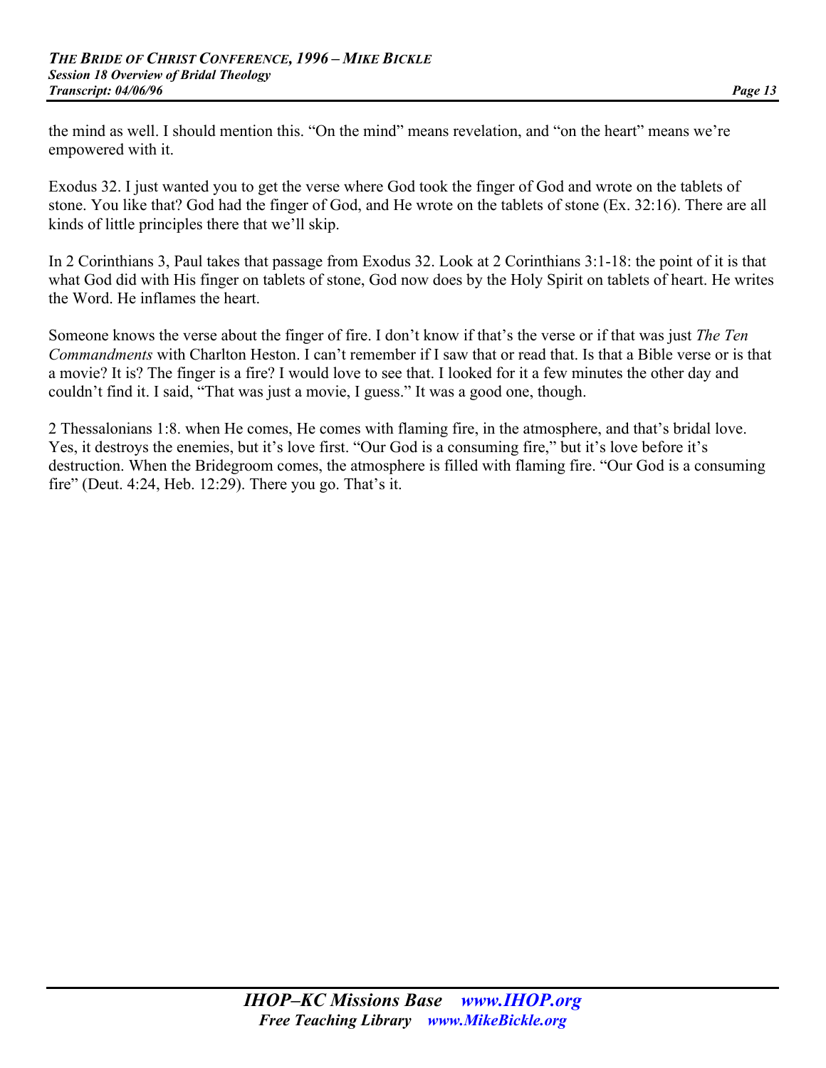the mind as well. I should mention this. "On the mind" means revelation, and "on the heart" means we're empowered with it.

Exodus 32. I just wanted you to get the verse where God took the finger of God and wrote on the tablets of stone. You like that? God had the finger of God, and He wrote on the tablets of stone (Ex. 32:16). There are all kinds of little principles there that we'll skip.

In 2 Corinthians 3, Paul takes that passage from Exodus 32. Look at 2 Corinthians 3:1-18: the point of it is that what God did with His finger on tablets of stone, God now does by the Holy Spirit on tablets of heart. He writes the Word. He inflames the heart.

Someone knows the verse about the finger of fire. I don't know if that's the verse or if that was just *The Ten Commandments* with Charlton Heston. I can't remember if I saw that or read that. Is that a Bible verse or is that a movie? It is? The finger is a fire? I would love to see that. I looked for it a few minutes the other day and couldn't find it. I said, "That was just a movie, I guess." It was a good one, though.

2 Thessalonians 1:8. when He comes, He comes with flaming fire, in the atmosphere, and that's bridal love. Yes, it destroys the enemies, but it's love first. "Our God is a consuming fire," but it's love before it's destruction. When the Bridegroom comes, the atmosphere is filled with flaming fire. "Our God is a consuming fire" (Deut. 4:24, Heb. 12:29). There you go. That's it.